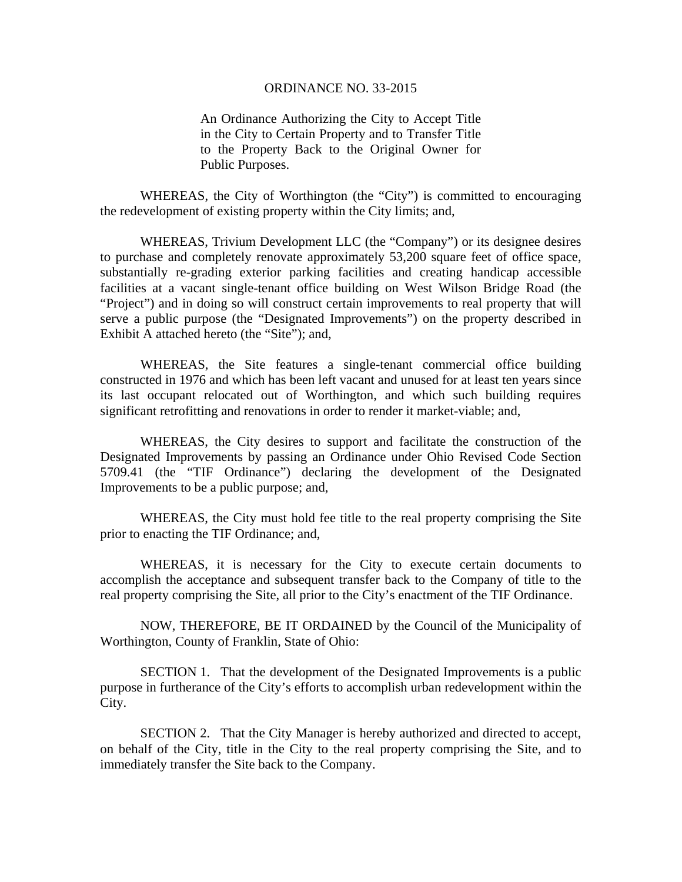# ORDINANCE NO. 33-2015

An Ordinance Authorizing the City to Accept Title in the City to Certain Property and to Transfer Title to the Property Back to the Original Owner for Public Purposes.

WHEREAS, the City of Worthington (the "City") is committed to encouraging the redevelopment of existing property within the City limits; and,

WHEREAS, Trivium Development LLC (the "Company") or its designee desires to purchase and completely renovate approximately 53,200 square feet of office space, substantially re-grading exterior parking facilities and creating handicap accessible facilities at a vacant single-tenant office building on West Wilson Bridge Road (the "Project") and in doing so will construct certain improvements to real property that will serve a public purpose (the "Designated Improvements") on the property described in Exhibit A attached hereto (the "Site"); and,

WHEREAS, the Site features a single-tenant commercial office building constructed in 1976 and which has been left vacant and unused for at least ten years since its last occupant relocated out of Worthington, and which such building requires significant retrofitting and renovations in order to render it market-viable; and,

WHEREAS, the City desires to support and facilitate the construction of the Designated Improvements by passing an Ordinance under Ohio Revised Code Section 5709.41 (the "TIF Ordinance") declaring the development of the Designated Improvements to be a public purpose; and,

WHEREAS, the City must hold fee title to the real property comprising the Site prior to enacting the TIF Ordinance; and,

WHEREAS, it is necessary for the City to execute certain documents to accomplish the acceptance and subsequent transfer back to the Company of title to the real property comprising the Site, all prior to the City's enactment of the TIF Ordinance.

NOW, THEREFORE, BE IT ORDAINED by the Council of the Municipality of Worthington, County of Franklin, State of Ohio:

SECTION 1. That the development of the Designated Improvements is a public purpose in furtherance of the City's efforts to accomplish urban redevelopment within the City.

SECTION 2. That the City Manager is hereby authorized and directed to accept, on behalf of the City, title in the City to the real property comprising the Site, and to immediately transfer the Site back to the Company.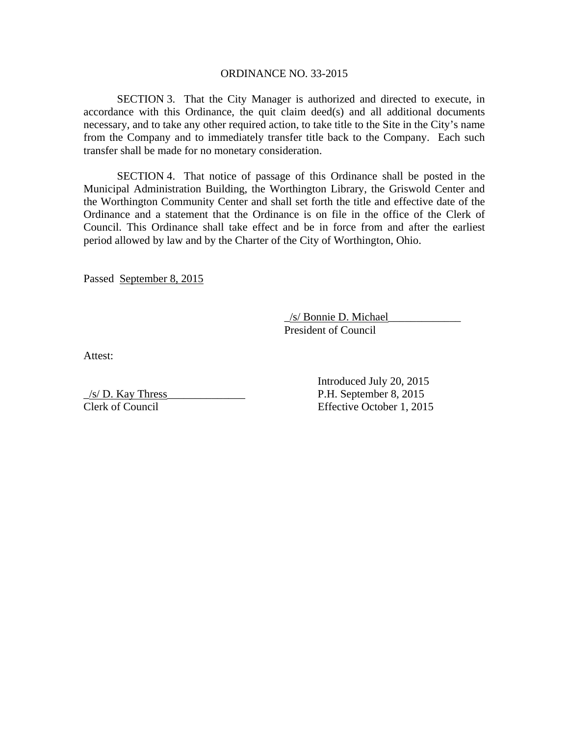ORDINANCE NO. 33-2015

SECTION 3. That the City Manager is authorized and directed to execute, in accordance with this Ordinance, the quit claim deed(s) and all additional documents necessary, and to take any other required action, to take title to the Site in the City's name from the Company and to immediately transfer title back to the Company. Each such transfer shall be made for no monetary consideration.

SECTION 4. That notice of passage of this Ordinance shall be posted in the Municipal Administration Building, the Worthington Library, the Griswold Center and the Worthington Community Center and shall set forth the title and effective date of the Ordinance and a statement that the Ordinance is on file in the office of the Clerk of Council. This Ordinance shall take effect and be in force from and after the earliest period allowed by law and by the Charter of the City of Worthington, Ohio.

Passed September 8, 2015

_/s/ Bonnie D. Michael_____________
President of Council

Attest:

_/s/ D. Kay Thress______________
Clerk of Council

Introduced July 20, 2015
P.H. September 8, 2015
Effective October 1, 2015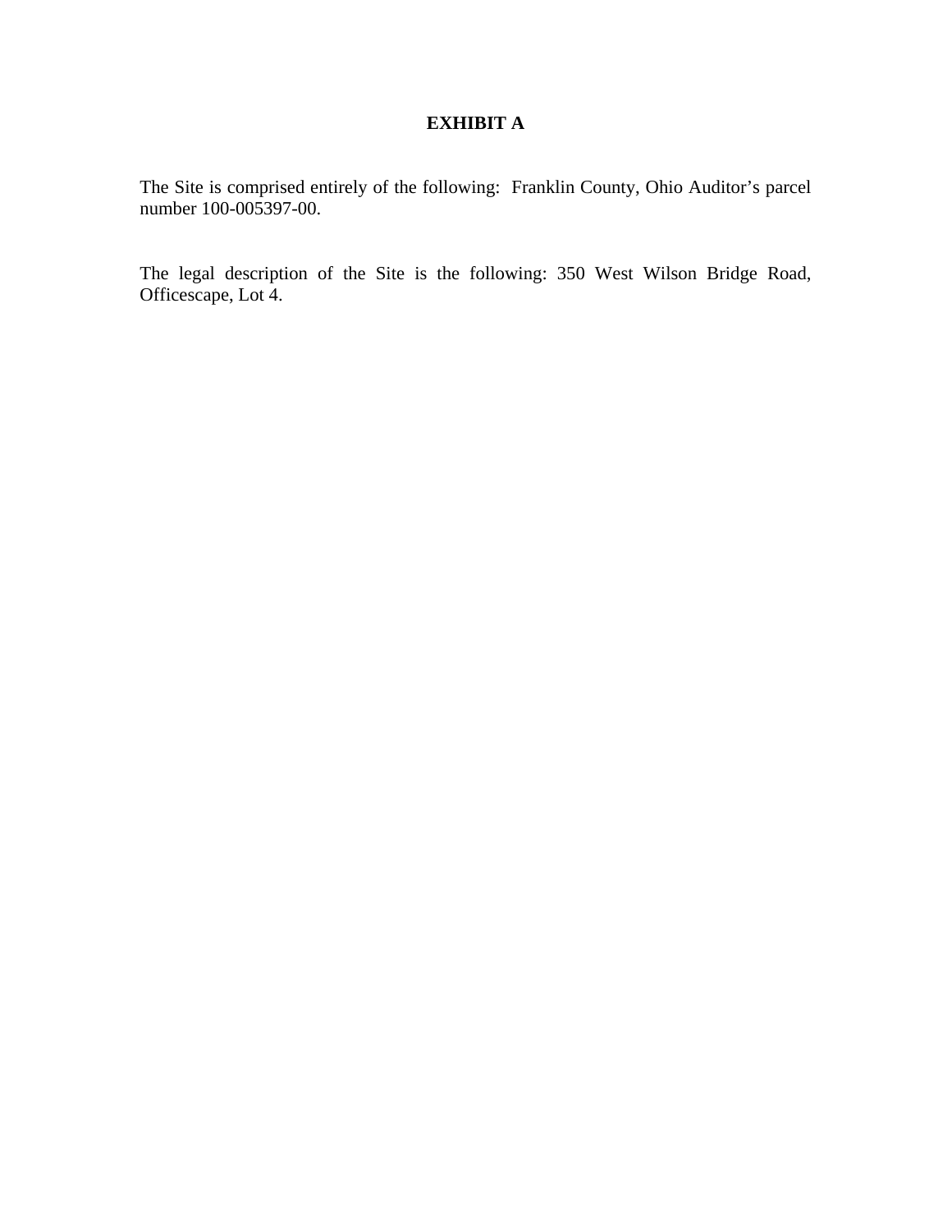# EXHIBIT A

The Site is comprised entirely of the following: Franklin County, Ohio Auditor's parcel number 100-005397-00.

The legal description of the Site is the following: 350 West Wilson Bridge Road, Officescape, Lot 4.